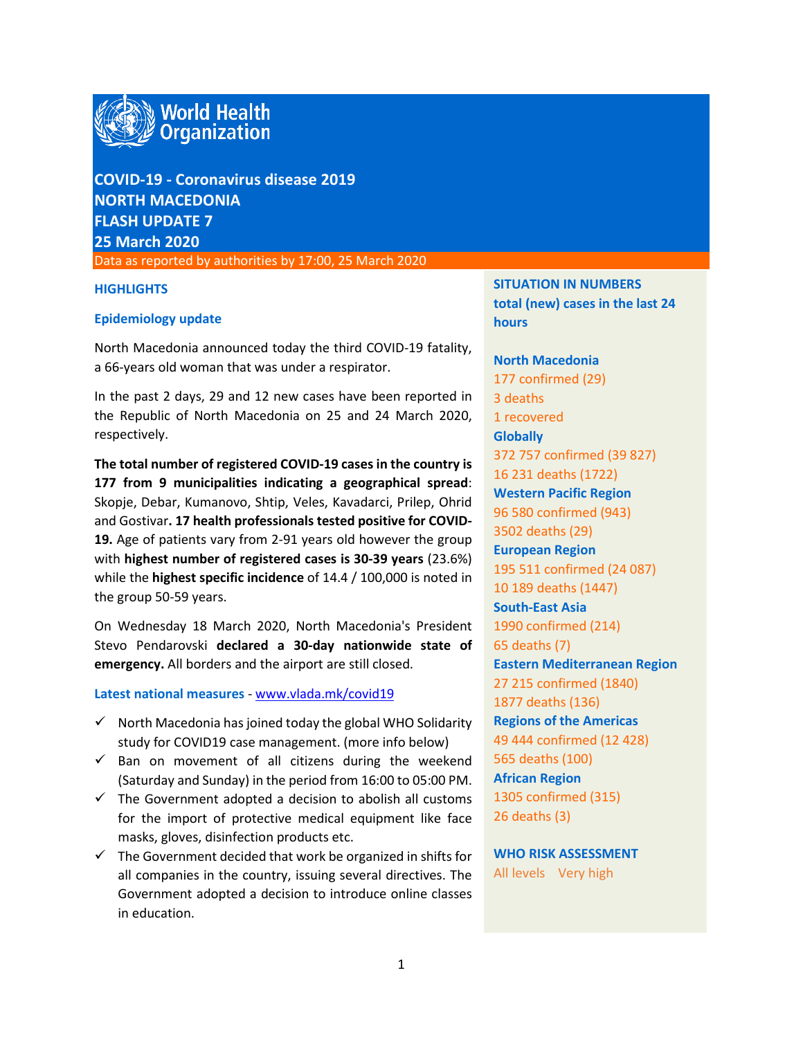World Health Organization

# COVID-19 - Coronavirus disease 2019
# NORTH MACEDONIA
# FLASH UPDATE 7
# 25 March 2020

Data as reported by authorities by 17:00, 25 March 2020

## HIGHLIGHTS

### Epidemiology update

North Macedonia announced today the third COVID-19 fatality, a 66-years old woman that was under a respirator.

In the past 2 days, 29 and 12 new cases have been reported in the Republic of North Macedonia on 25 and 24 March 2020, respectively.

**The total number of registered COVID-19 cases in the country is 177 from 9 municipalities indicating a geographical spread**: Skopje, Debar, Kumanovo, Shtip, Veles, Kavadarci, Prilep, Ohrid and Gostivar**. 17 health professionals tested positive for COVID-19.** Age of patients vary from 2-91 years old however the group with **highest number of registered cases is 30-39 years** (23.6%) while the **highest specific incidence** of 14.4 / 100,000 is noted in the group 50-59 years.

On Wednesday 18 March 2020, North Macedonia's President Stevo Pendarovski **declared a 30-day nationwide state of emergency.** All borders and the airport are still closed.

### Latest national measures - www.vlada.mk/covid19

- ✓ North Macedonia has joined today the global WHO Solidarity study for COVID19 case management. (more info below)
- ✓ Ban on movement of all citizens during the weekend (Saturday and Sunday) in the period from 16:00 to 05:00 PM.
- ✓ The Government adopted a decision to abolish all customs for the import of protective medical equipment like face masks, gloves, disinfection products etc.
- ✓ The Government decided that work be organized in shifts for all companies in the country, issuing several directives. The Government adopted a decision to introduce online classes in education.

### SITUATION IN NUMBERS
**total (new) cases in the last 24 hours**

**North Macedonia**
177 confirmed (29)
3 deaths
1 recovered

**Globally**
372 757 confirmed (39 827)
16 231 deaths (1722)

**Western Pacific Region**
96 580 confirmed (943)
3502 deaths (29)

**European Region**
195 511 confirmed (24 087)
10 189 deaths (1447)

**South-East Asia**
1990 confirmed (214)
65 deaths (7)

**Eastern Mediterranean Region**
27 215 confirmed (1840)
1877 deaths (136)

**Regions of the Americas**
49 444 confirmed (12 428)
565 deaths (100)

**African Region**
1305 confirmed (315)
26 deaths (3)

### WHO RISK ASSESSMENT
All levels Very high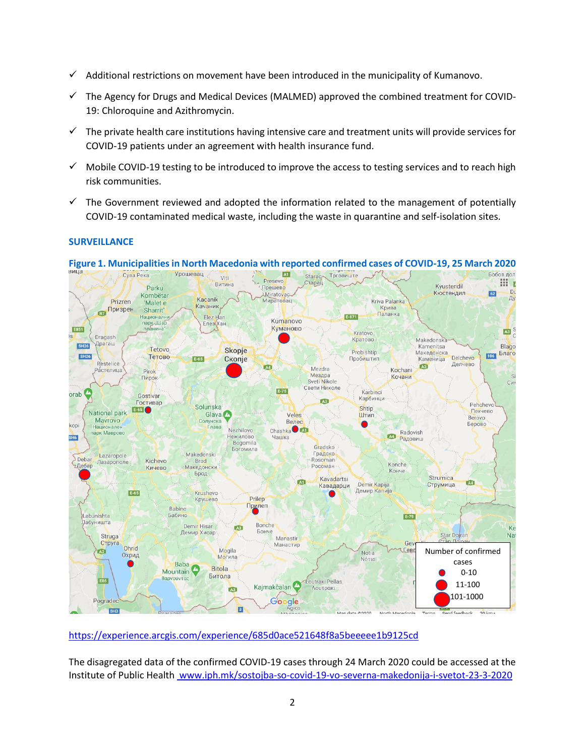- ✓ Additional restrictions on movement have been introduced in the municipality of Kumanovo.
- ✓ The Agency for Drugs and Medical Devices (MALMED) approved the combined treatment for COVID-19: Chloroquine and Azithromycin.
- ✓ The private health care institutions having intensive care and treatment units will provide services for COVID-19 patients under an agreement with health insurance fund.
- ✓ Mobile COVID-19 testing to be introduced to improve the access to testing services and to reach high risk communities.
- ✓ The Government reviewed and adopted the information related to the management of potentially COVID-19 contaminated medical waste, including the waste in quarantine and self-isolation sites.

## SURVEILLANCE

**Figure 1. Municipalities in North Macedonia with reported confirmed cases of COVID-19, 25 March 2020**

https://experience.arcgis.com/experience/685d0ace521648f8a5beeeee1b9125cd

The disaggregated data of the confirmed COVID-19 cases through 24 March 2020 could be accessed at the Institute of Public Health www.iph.mk/sostojba-so-covid-19-vo-severna-makedonija-i-svetot-23-3-2020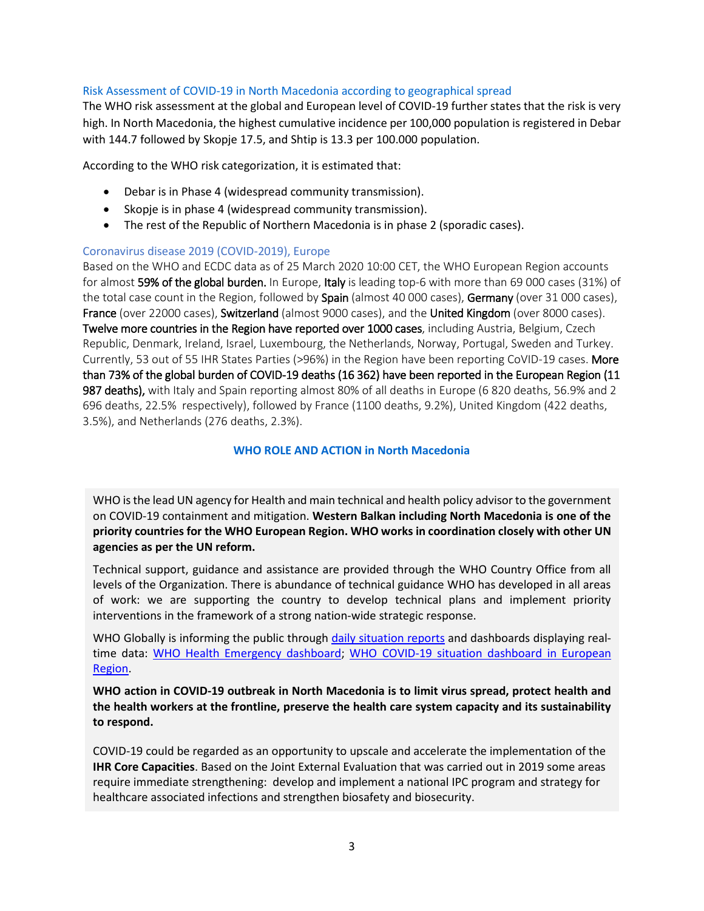### Risk Assessment of COVID-19 in North Macedonia according to geographical spread

The WHO risk assessment at the global and European level of COVID-19 further states that the risk is very high. In North Macedonia, the highest cumulative incidence per 100,000 population is registered in Debar with 144.7 followed by Skopje 17.5, and Shtip is 13.3 per 100.000 population.

According to the WHO risk categorization, it is estimated that:

- Debar is in Phase 4 (widespread community transmission).
- Skopje is in phase 4 (widespread community transmission).
- The rest of the Republic of Northern Macedonia is in phase 2 (sporadic cases).

### Coronavirus disease 2019 (COVID-2019), Europe

Based on the WHO and ECDC data as of 25 March 2020 10:00 CET, the WHO European Region accounts for almost **59% of the global burden.** In Europe, **Italy** is leading top-6 with more than 69 000 cases (31%) of the total case count in the Region, followed by **Spain** (almost 40 000 cases), **Germany** (over 31 000 cases), **France** (over 22000 cases), **Switzerland** (almost 9000 cases), and the **United Kingdom** (over 8000 cases). **Twelve more countries in the Region have reported over 1000 cases**, including Austria, Belgium, Czech Republic, Denmark, Ireland, Israel, Luxembourg, the Netherlands, Norway, Portugal, Sweden and Turkey. Currently, 53 out of 55 IHR States Parties (>96%) in the Region have been reporting CoVID-19 cases. **More than 73% of the global burden of COVID-19 deaths (16 362) have been reported in the European Region (11 987 deaths),** with Italy and Spain reporting almost 80% of all deaths in Europe (6 820 deaths, 56.9% and 2 696 deaths, 22.5% respectively), followed by France (1100 deaths, 9.2%), United Kingdom (422 deaths, 3.5%), and Netherlands (276 deaths, 2.3%).

## WHO ROLE AND ACTION in North Macedonia

WHO is the lead UN agency for Health and main technical and health policy advisor to the government on COVID-19 containment and mitigation. **Western Balkan including North Macedonia is one of the priority countries for the WHO European Region. WHO works in coordination closely with other UN agencies as per the UN reform.**

Technical support, guidance and assistance are provided through the WHO Country Office from all levels of the Organization. There is abundance of technical guidance WHO has developed in all areas of work: we are supporting the country to develop technical plans and implement priority interventions in the framework of a strong nation-wide strategic response.

WHO Globally is informing the public through daily situation reports and dashboards displaying real-time data: WHO Health Emergency dashboard; WHO COVID-19 situation dashboard in European Region.

**WHO action in COVID-19 outbreak in North Macedonia is to limit virus spread, protect health and the health workers at the frontline, preserve the health care system capacity and its sustainability to respond.**

COVID-19 could be regarded as an opportunity to upscale and accelerate the implementation of the **IHR Core Capacities**. Based on the Joint External Evaluation that was carried out in 2019 some areas require immediate strengthening: develop and implement a national IPC program and strategy for healthcare associated infections and strengthen biosafety and biosecurity.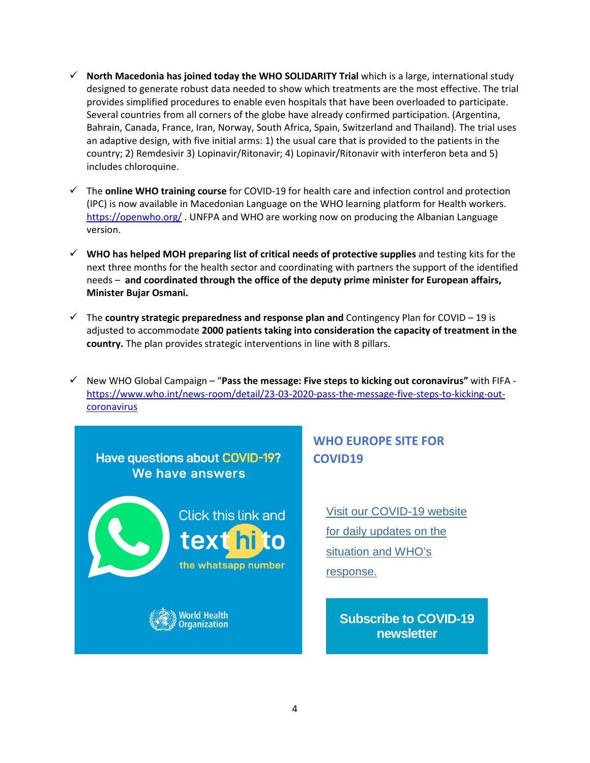- ✓ **North Macedonia has joined today the WHO SOLIDARITY Trial** which is a large, international study designed to generate robust data needed to show which treatments are the most effective. The trial provides simplified procedures to enable even hospitals that have been overloaded to participate. Several countries from all corners of the globe have already confirmed participation. (Argentina, Bahrain, Canada, France, Iran, Norway, South Africa, Spain, Switzerland and Thailand). The trial uses an adaptive design, with five initial arms: 1) the usual care that is provided to the patients in the country; 2) Remdesivir 3) Lopinavir/Ritonavir; 4) Lopinavir/Ritonavir with interferon beta and 5) includes chloroquine.

- ✓ The **online WHO training course** for COVID-19 for health care and infection control and protection (IPC) is now available in Macedonian Language on the WHO learning platform for Health workers. https://openwho.org/ . UNFPA and WHO are working now on producing the Albanian Language version.

- ✓ **WHO has helped MOH preparing list of critical needs of protective supplies** and testing kits for the next three months for the health sector and coordinating with partners the support of the identified needs – **and coordinated through the office of the deputy prime minister for European affairs, Minister Bujar Osmani.**

- ✓ The **country strategic preparedness and response plan and** Contingency Plan for COVID – 19 is adjusted to accommodate **2000 patients taking into consideration the capacity of treatment in the country.** The plan provides strategic interventions in line with 8 pillars.

- ✓ New WHO Global Campaign – "**Pass the message: Five steps to kicking out coronavirus"** with FIFA - https://www.who.int/news-room/detail/23-03-2020-pass-the-message-five-steps-to-kicking-out-coronavirus

Have questions about COVID-19? We have answers

Click this link and text hi to the whatsapp number

World Health Organization

## WHO EUROPE SITE FOR COVID19

Visit our COVID-19 website for daily updates on the situation and WHO's response.

Subscribe to COVID-19 newsletter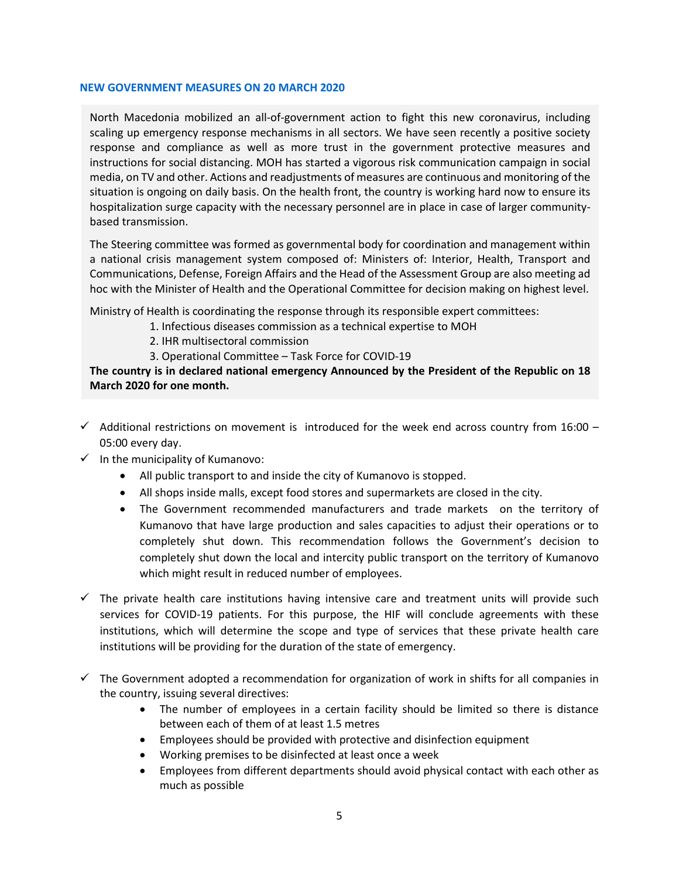### NEW GOVERNMENT MEASURES ON 20 MARCH 2020

North Macedonia mobilized an all-of-government action to fight this new coronavirus, including scaling up emergency response mechanisms in all sectors. We have seen recently a positive society response and compliance as well as more trust in the government protective measures and instructions for social distancing. MOH has started a vigorous risk communication campaign in social media, on TV and other. Actions and readjustments of measures are continuous and monitoring of the situation is ongoing on daily basis. On the health front, the country is working hard now to ensure its hospitalization surge capacity with the necessary personnel are in place in case of larger community-based transmission.

The Steering committee was formed as governmental body for coordination and management within a national crisis management system composed of: Ministers of: Interior, Health, Transport and Communications, Defense, Foreign Affairs and the Head of the Assessment Group are also meeting ad hoc with the Minister of Health and the Operational Committee for decision making on highest level.

Ministry of Health is coordinating the response through its responsible expert committees:

1. Infectious diseases commission as a technical expertise to MOH
2. IHR multisectoral commission
3. Operational Committee – Task Force for COVID-19

**The country is in declared national emergency Announced by the President of the Republic on 18 March 2020 for one month.**

- ✓ Additional restrictions on movement is introduced for the week end across country from 16:00 – 05:00 every day.
- ✓ In the municipality of Kumanovo:
  - All public transport to and inside the city of Kumanovo is stopped.
  - All shops inside malls, except food stores and supermarkets are closed in the city.
  - The Government recommended manufacturers and trade markets on the territory of Kumanovo that have large production and sales capacities to adjust their operations or to completely shut down. This recommendation follows the Government's decision to completely shut down the local and intercity public transport on the territory of Kumanovo which might result in reduced number of employees.
- ✓ The private health care institutions having intensive care and treatment units will provide such services for COVID-19 patients. For this purpose, the HIF will conclude agreements with these institutions, which will determine the scope and type of services that these private health care institutions will be providing for the duration of the state of emergency.
- ✓ The Government adopted a recommendation for organization of work in shifts for all companies in the country, issuing several directives:
  - The number of employees in a certain facility should be limited so there is distance between each of them of at least 1.5 metres
  - Employees should be provided with protective and disinfection equipment
  - Working premises to be disinfected at least once a week
  - Employees from different departments should avoid physical contact with each other as much as possible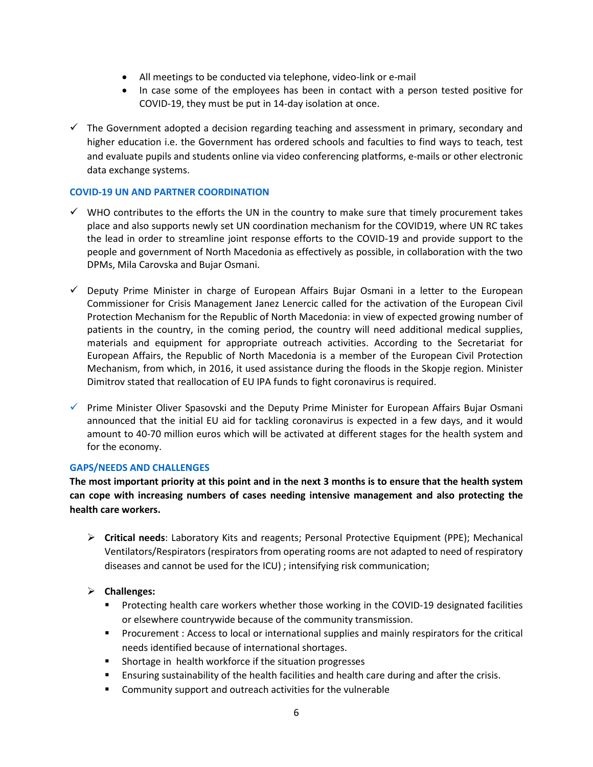- All meetings to be conducted via telephone, video-link or e-mail
- In case some of the employees has been in contact with a person tested positive for COVID-19, they must be put in 14-day isolation at once.

✓ The Government adopted a decision regarding teaching and assessment in primary, secondary and higher education i.e. the Government has ordered schools and faculties to find ways to teach, test and evaluate pupils and students online via video conferencing platforms, e-mails or other electronic data exchange systems.

### COVID-19 UN AND PARTNER COORDINATION

✓ WHO contributes to the efforts the UN in the country to make sure that timely procurement takes place and also supports newly set UN coordination mechanism for the COVID19, where UN RC takes the lead in order to streamline joint response efforts to the COVID-19 and provide support to the people and government of North Macedonia as effectively as possible, in collaboration with the two DPMs, Mila Carovska and Bujar Osmani.

✓ Deputy Prime Minister in charge of European Affairs Bujar Osmani in a letter to the European Commissioner for Crisis Management Janez Lenercic called for the activation of the European Civil Protection Mechanism for the Republic of North Macedonia: in view of expected growing number of patients in the country, in the coming period, the country will need additional medical supplies, materials and equipment for appropriate outreach activities. According to the Secretariat for European Affairs, the Republic of North Macedonia is a member of the European Civil Protection Mechanism, from which, in 2016, it used assistance during the floods in the Skopje region. Minister Dimitrov stated that reallocation of EU IPA funds to fight coronavirus is required.

✓ Prime Minister Oliver Spasovski and the Deputy Prime Minister for European Affairs Bujar Osmani announced that the initial EU aid for tackling coronavirus is expected in a few days, and it would amount to 40-70 million euros which will be activated at different stages for the health system and for the economy.

### GAPS/NEEDS AND CHALLENGES

**The most important priority at this point and in the next 3 months is to ensure that the health system can cope with increasing numbers of cases needing intensive management and also protecting the health care workers.**

- **Critical needs**: Laboratory Kits and reagents; Personal Protective Equipment (PPE); Mechanical Ventilators/Respirators (respirators from operating rooms are not adapted to need of respiratory diseases and cannot be used for the ICU) ; intensifying risk communication;

- **Challenges:**
  - Protecting health care workers whether those working in the COVID-19 designated facilities or elsewhere countrywide because of the community transmission.
  - Procurement : Access to local or international supplies and mainly respirators for the critical needs identified because of international shortages.
  - Shortage in health workforce if the situation progresses
  - Ensuring sustainability of the health facilities and health care during and after the crisis.
  - Community support and outreach activities for the vulnerable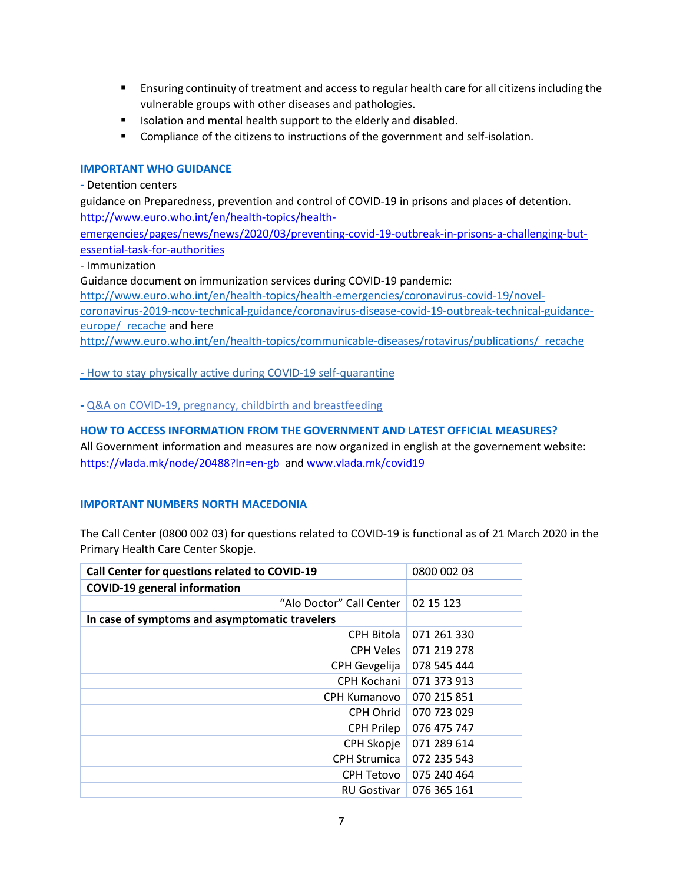- Ensuring continuity of treatment and access to regular health care for all citizens including the vulnerable groups with other diseases and pathologies.
- Isolation and mental health support to the elderly and disabled.
- Compliance of the citizens to instructions of the government and self-isolation.

### IMPORTANT WHO GUIDANCE

- Detention centers

guidance on Preparedness, prevention and control of COVID-19 in prisons and places of detention.
http://www.euro.who.int/en/health-topics/health-emergencies/pages/news/news/2020/03/preventing-covid-19-outbreak-in-prisons-a-challenging-but-essential-task-for-authorities

- Immunization

Guidance document on immunization services during COVID-19 pandemic:
http://www.euro.who.int/en/health-topics/health-emergencies/coronavirus-covid-19/novel-coronavirus-2019-ncov-technical-guidance/coronavirus-disease-covid-19-outbreak-technical-guidance-europe/_recache and here
http://www.euro.who.int/en/health-topics/communicable-diseases/rotavirus/publications/_recache

- How to stay physically active during COVID-19 self-quarantine

- Q&A on COVID-19, pregnancy, childbirth and breastfeeding

### HOW TO ACCESS INFORMATION FROM THE GOVERNMENT AND LATEST OFFICIAL MEASURES?

All Government information and measures are now organized in english at the governement website: https://vlada.mk/node/20488?ln=en-gb and www.vlada.mk/covid19

### IMPORTANT NUMBERS NORTH MACEDONIA

The Call Center (0800 002 03) for questions related to COVID-19 is functional as of 21 March 2020 in the Primary Health Care Center Skopje.

| **Call Center for questions related to COVID-19** | 0800 002 03 |
|---|---|
| **COVID-19 general information** | |
| "Alo Doctor" Call Center | 02 15 123 |
| **In case of symptoms and asymptomatic travelers** | |
| CPH Bitola | 071 261 330 |
| CPH Veles | 071 219 278 |
| CPH Gevgelija | 078 545 444 |
| CPH Kochani | 071 373 913 |
| CPH Kumanovo | 070 215 851 |
| CPH Ohrid | 070 723 029 |
| CPH Prilep | 076 475 747 |
| CPH Skopje | 071 289 614 |
| CPH Strumica | 072 235 543 |
| CPH Tetovo | 075 240 464 |
| RU Gostivar | 076 365 161 |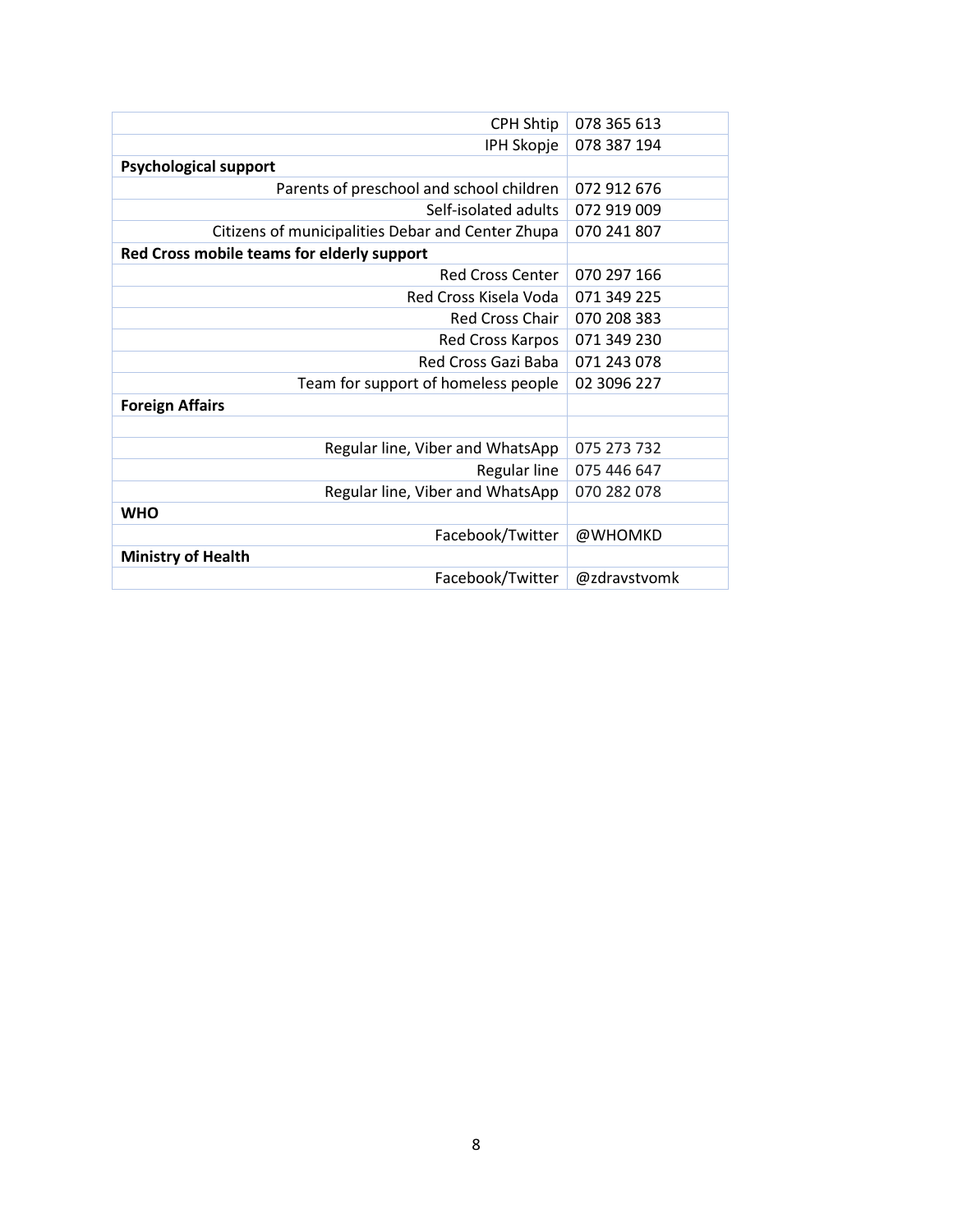| | |
|---|---|
| CPH Shtip | 078 365 613 |
| IPH Skopje | 078 387 194 |
| **Psychological support** | |
| Parents of preschool and school children | 072 912 676 |
| Self-isolated adults | 072 919 009 |
| Citizens of municipalities Debar and Center Zhupa | 070 241 807 |
| **Red Cross mobile teams for elderly support** | |
| Red Cross Center | 070 297 166 |
| Red Cross Kisela Voda | 071 349 225 |
| Red Cross Chair | 070 208 383 |
| Red Cross Karpos | 071 349 230 |
| Red Cross Gazi Baba | 071 243 078 |
| Team for support of homeless people | 02 3096 227 |
| **Foreign Affairs** | |
| | |
| Regular line, Viber and WhatsApp | 075 273 732 |
| Regular line | 075 446 647 |
| Regular line, Viber and WhatsApp | 070 282 078 |
| **WHO** | |
| Facebook/Twitter | @WHOMKD |
| **Ministry of Health** | |
| Facebook/Twitter | @zdravstvomk |